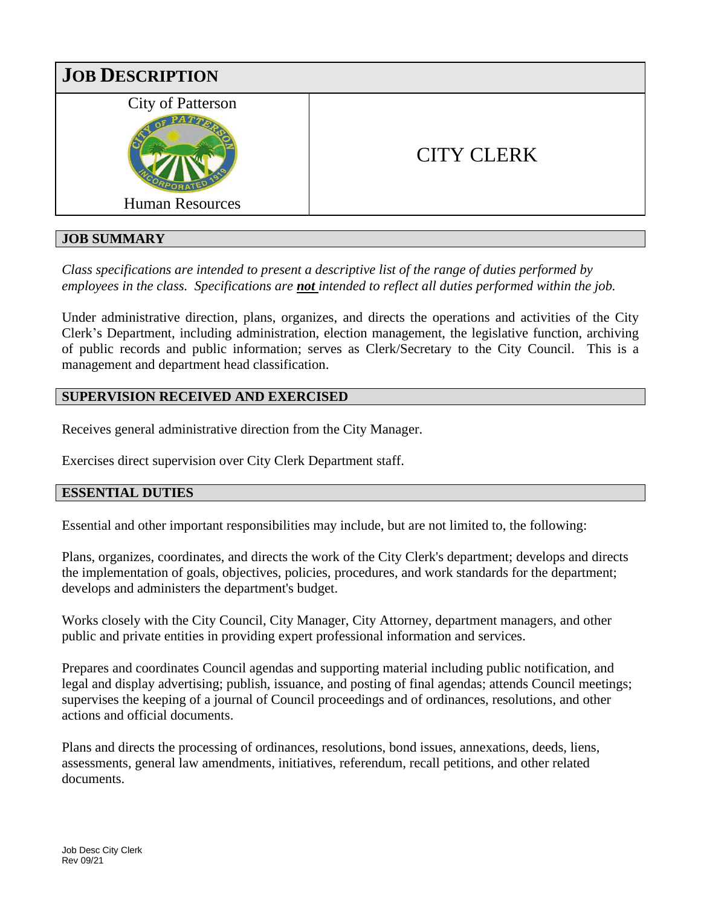# JOB DESCRIPTION

City of Patterson

Human Resources

## CITY CLERK

### JOB SUMMARY

*Class specifications are intended to present a descriptive list of the range of duties performed by employees in the class. Specifications are **not** intended to reflect all duties performed within the job.*

Under administrative direction, plans, organizes, and directs the operations and activities of the City Clerk's Department, including administration, election management, the legislative function, archiving of public records and public information; serves as Clerk/Secretary to the City Council. This is a management and department head classification.

### SUPERVISION RECEIVED AND EXERCISED

Receives general administrative direction from the City Manager.

Exercises direct supervision over City Clerk Department staff.

### ESSENTIAL DUTIES

Essential and other important responsibilities may include, but are not limited to, the following:

Plans, organizes, coordinates, and directs the work of the City Clerk's department; develops and directs the implementation of goals, objectives, policies, procedures, and work standards for the department; develops and administers the department's budget.

Works closely with the City Council, City Manager, City Attorney, department managers, and other public and private entities in providing expert professional information and services.

Prepares and coordinates Council agendas and supporting material including public notification, and legal and display advertising; publish, issuance, and posting of final agendas; attends Council meetings; supervises the keeping of a journal of Council proceedings and of ordinances, resolutions, and other actions and official documents.

Plans and directs the processing of ordinances, resolutions, bond issues, annexations, deeds, liens, assessments, general law amendments, initiatives, referendum, recall petitions, and other related documents.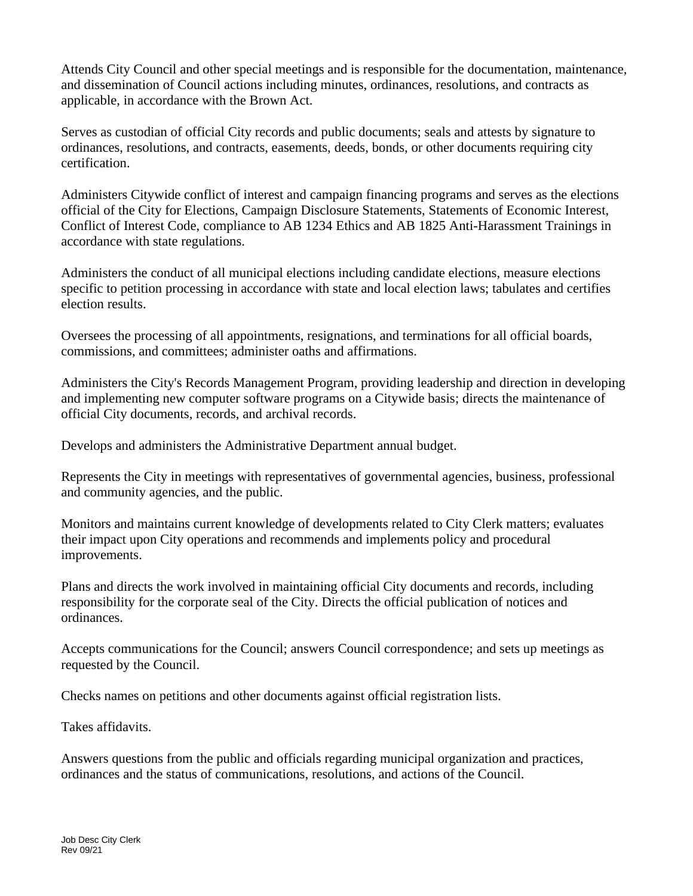Attends City Council and other special meetings and is responsible for the documentation, maintenance, and dissemination of Council actions including minutes, ordinances, resolutions, and contracts as applicable, in accordance with the Brown Act.

Serves as custodian of official City records and public documents; seals and attests by signature to ordinances, resolutions, and contracts, easements, deeds, bonds, or other documents requiring city certification.

Administers Citywide conflict of interest and campaign financing programs and serves as the elections official of the City for Elections, Campaign Disclosure Statements, Statements of Economic Interest, Conflict of Interest Code, compliance to AB 1234 Ethics and AB 1825 Anti-Harassment Trainings in accordance with state regulations.

Administers the conduct of all municipal elections including candidate elections, measure elections specific to petition processing in accordance with state and local election laws; tabulates and certifies election results.

Oversees the processing of all appointments, resignations, and terminations for all official boards, commissions, and committees; administer oaths and affirmations.

Administers the City's Records Management Program, providing leadership and direction in developing and implementing new computer software programs on a Citywide basis; directs the maintenance of official City documents, records, and archival records.

Develops and administers the Administrative Department annual budget.

Represents the City in meetings with representatives of governmental agencies, business, professional and community agencies, and the public.

Monitors and maintains current knowledge of developments related to City Clerk matters; evaluates their impact upon City operations and recommends and implements policy and procedural improvements.

Plans and directs the work involved in maintaining official City documents and records, including responsibility for the corporate seal of the City. Directs the official publication of notices and ordinances.

Accepts communications for the Council; answers Council correspondence; and sets up meetings as requested by the Council.

Checks names on petitions and other documents against official registration lists.

Takes affidavits.

Answers questions from the public and officials regarding municipal organization and practices, ordinances and the status of communications, resolutions, and actions of the Council.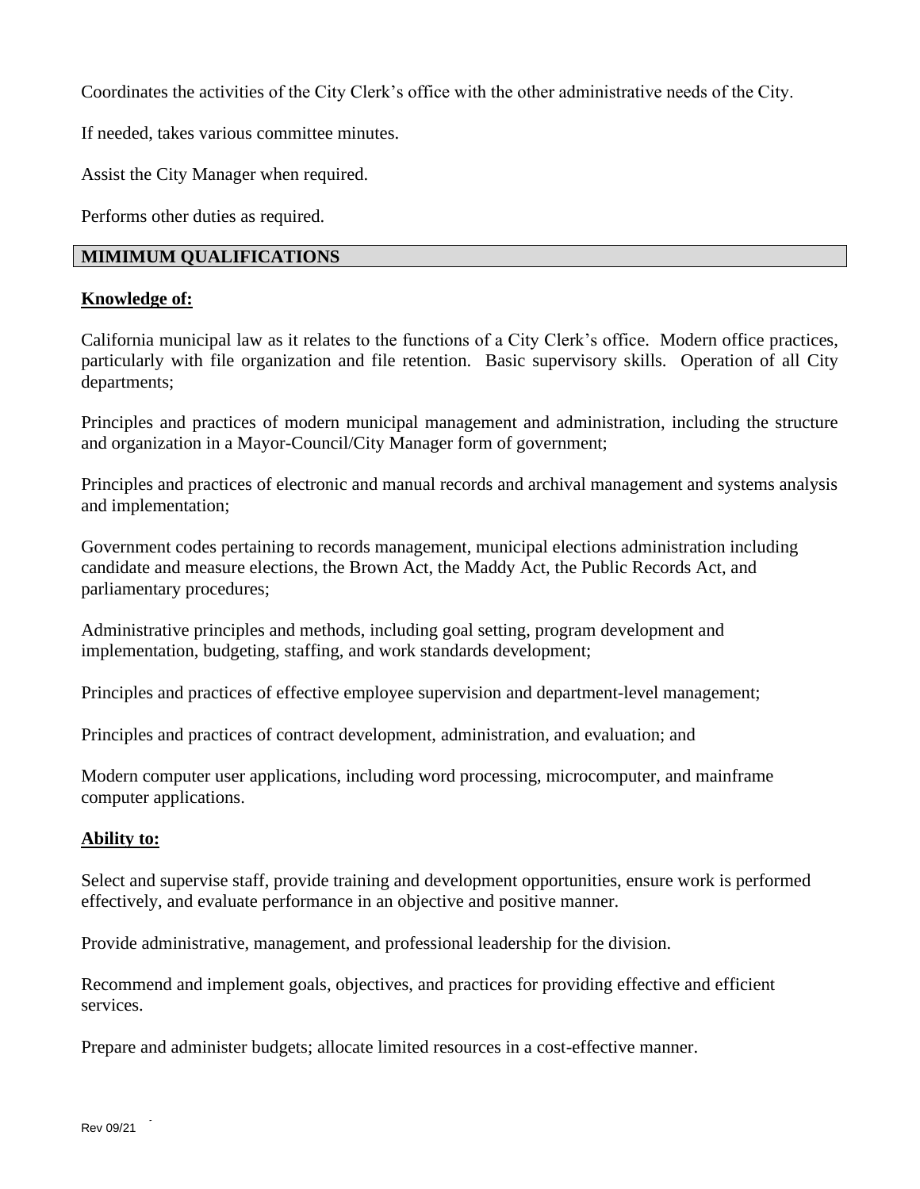Coordinates the activities of the City Clerk's office with the other administrative needs of the City.

If needed, takes various committee minutes.

Assist the City Manager when required.

Performs other duties as required.

## MIMIMUM QUALIFICATIONS

**Knowledge of:**

California municipal law as it relates to the functions of a City Clerk's office. Modern office practices, particularly with file organization and file retention. Basic supervisory skills. Operation of all City departments;

Principles and practices of modern municipal management and administration, including the structure and organization in a Mayor-Council/City Manager form of government;

Principles and practices of electronic and manual records and archival management and systems analysis and implementation;

Government codes pertaining to records management, municipal elections administration including candidate and measure elections, the Brown Act, the Maddy Act, the Public Records Act, and parliamentary procedures;

Administrative principles and methods, including goal setting, program development and implementation, budgeting, staffing, and work standards development;

Principles and practices of effective employee supervision and department-level management;

Principles and practices of contract development, administration, and evaluation; and

Modern computer user applications, including word processing, microcomputer, and mainframe computer applications.

**Ability to:**

Select and supervise staff, provide training and development opportunities, ensure work is performed effectively, and evaluate performance in an objective and positive manner.

Provide administrative, management, and professional leadership for the division.

Recommend and implement goals, objectives, and practices for providing effective and efficient services.

Prepare and administer budgets; allocate limited resources in a cost-effective manner.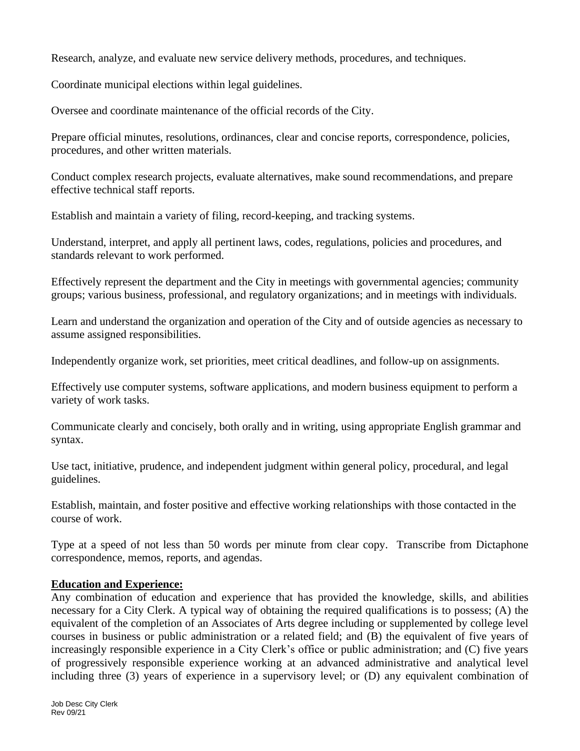Research, analyze, and evaluate new service delivery methods, procedures, and techniques.

Coordinate municipal elections within legal guidelines.

Oversee and coordinate maintenance of the official records of the City.

Prepare official minutes, resolutions, ordinances, clear and concise reports, correspondence, policies, procedures, and other written materials.

Conduct complex research projects, evaluate alternatives, make sound recommendations, and prepare effective technical staff reports.

Establish and maintain a variety of filing, record-keeping, and tracking systems.

Understand, interpret, and apply all pertinent laws, codes, regulations, policies and procedures, and standards relevant to work performed.

Effectively represent the department and the City in meetings with governmental agencies; community groups; various business, professional, and regulatory organizations; and in meetings with individuals.

Learn and understand the organization and operation of the City and of outside agencies as necessary to assume assigned responsibilities.

Independently organize work, set priorities, meet critical deadlines, and follow-up on assignments.

Effectively use computer systems, software applications, and modern business equipment to perform a variety of work tasks.

Communicate clearly and concisely, both orally and in writing, using appropriate English grammar and syntax.

Use tact, initiative, prudence, and independent judgment within general policy, procedural, and legal guidelines.

Establish, maintain, and foster positive and effective working relationships with those contacted in the course of work.

Type at a speed of not less than 50 words per minute from clear copy. Transcribe from Dictaphone correspondence, memos, reports, and agendas.

**Education and Experience:**

Any combination of education and experience that has provided the knowledge, skills, and abilities necessary for a City Clerk. A typical way of obtaining the required qualifications is to possess; (A) the equivalent of the completion of an Associates of Arts degree including or supplemented by college level courses in business or public administration or a related field; and (B) the equivalent of five years of increasingly responsible experience in a City Clerk's office or public administration; and (C) five years of progressively responsible experience working at an advanced administrative and analytical level including three (3) years of experience in a supervisory level; or (D) any equivalent combination of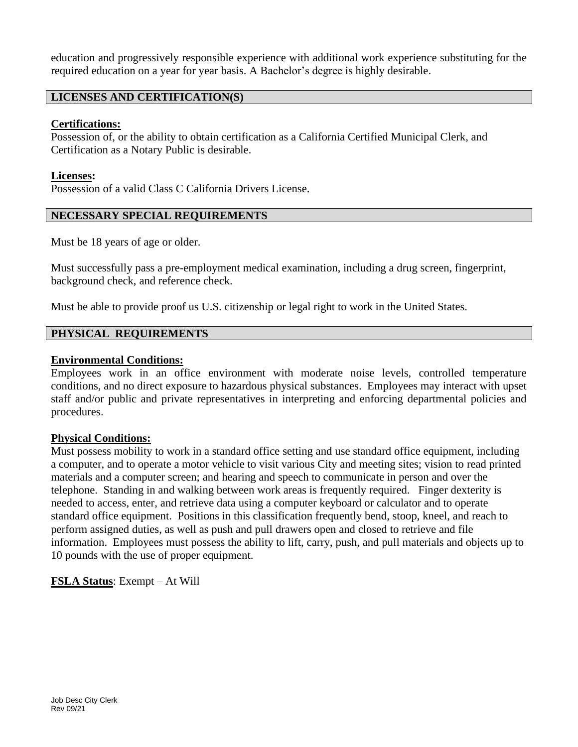education and progressively responsible experience with additional work experience substituting for the required education on a year for year basis. A Bachelor's degree is highly desirable.

## LICENSES AND CERTIFICATION(S)

**Certifications:**
Possession of, or the ability to obtain certification as a California Certified Municipal Clerk, and Certification as a Notary Public is desirable.

**Licenses:**
Possession of a valid Class C California Drivers License.

## NECESSARY SPECIAL REQUIREMENTS

Must be 18 years of age or older.

Must successfully pass a pre-employment medical examination, including a drug screen, fingerprint, background check, and reference check.

Must be able to provide proof us U.S. citizenship or legal right to work in the United States.

## PHYSICAL REQUIREMENTS

**Environmental Conditions:**
Employees work in an office environment with moderate noise levels, controlled temperature conditions, and no direct exposure to hazardous physical substances. Employees may interact with upset staff and/or public and private representatives in interpreting and enforcing departmental policies and procedures.

**Physical Conditions:**
Must possess mobility to work in a standard office setting and use standard office equipment, including a computer, and to operate a motor vehicle to visit various City and meeting sites; vision to read printed materials and a computer screen; and hearing and speech to communicate in person and over the telephone. Standing in and walking between work areas is frequently required. Finger dexterity is needed to access, enter, and retrieve data using a computer keyboard or calculator and to operate standard office equipment. Positions in this classification frequently bend, stoop, kneel, and reach to perform assigned duties, as well as push and pull drawers open and closed to retrieve and file information. Employees must possess the ability to lift, carry, push, and pull materials and objects up to 10 pounds with the use of proper equipment.

**FSLA Status**: Exempt – At Will